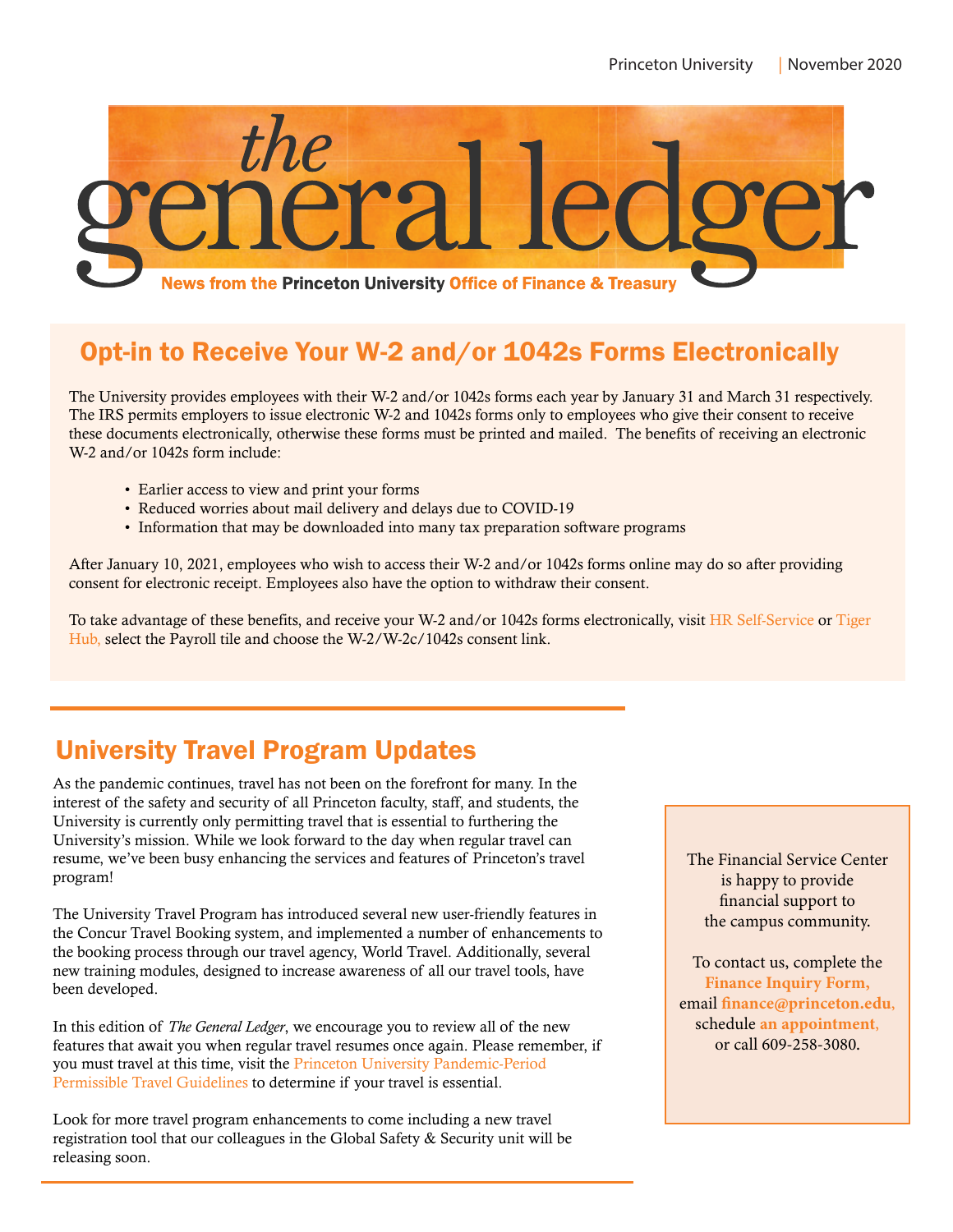Princeton University | November 2020

# the general ledger

**News from the Princeton University Office of Finance & Treasury**

## Opt-in to Receive Your W-2 and/or 1042s Forms Electronically

The University provides employees with their W-2 and/or 1042s forms each year by January 31 and March 31 respectively. The IRS permits employers to issue electronic W-2 and 1042s forms only to employees who give their consent to receive these documents electronically, otherwise these forms must be printed and mailed. The benefits of receiving an electronic W-2 and/or 1042s form include:

- Earlier access to view and print your forms
- Reduced worries about mail delivery and delays due to COVID-19
- Information that may be downloaded into many tax preparation software programs

After January 10, 2021, employees who wish to access their W-2 and/or 1042s forms online may do so after providing consent for electronic receipt. Employees also have the option to withdraw their consent.

To take advantage of these benefits, and receive your W-2 and/or 1042s forms electronically, visit HR Self-Service or Tiger Hub, select the Payroll tile and choose the W-2/W-2c/1042s consent link.

## University Travel Program Updates

As the pandemic continues, travel has not been on the forefront for many. In the interest of the safety and security of all Princeton faculty, staff, and students, the University is currently only permitting travel that is essential to furthering the University's mission. While we look forward to the day when regular travel can resume, we've been busy enhancing the services and features of Princeton's travel program!

The University Travel Program has introduced several new user-friendly features in the Concur Travel Booking system, and implemented a number of enhancements to the booking process through our travel agency, World Travel. Additionally, several new training modules, designed to increase awareness of all our travel tools, have been developed.

In this edition of *The General Ledger*, we encourage you to review all of the new features that await you when regular travel resumes once again. Please remember, if you must travel at this time, visit the Princeton University Pandemic-Period Permissible Travel Guidelines to determine if your travel is essential.

Look for more travel program enhancements to come including a new travel registration tool that our colleagues in the Global Safety & Security unit will be releasing soon.

The Financial Service Center is happy to provide financial support to the campus community.

To contact us, complete the **Finance Inquiry Form,** email **finance@princeton.edu,** schedule **an appointment,** or call 609-258-3080.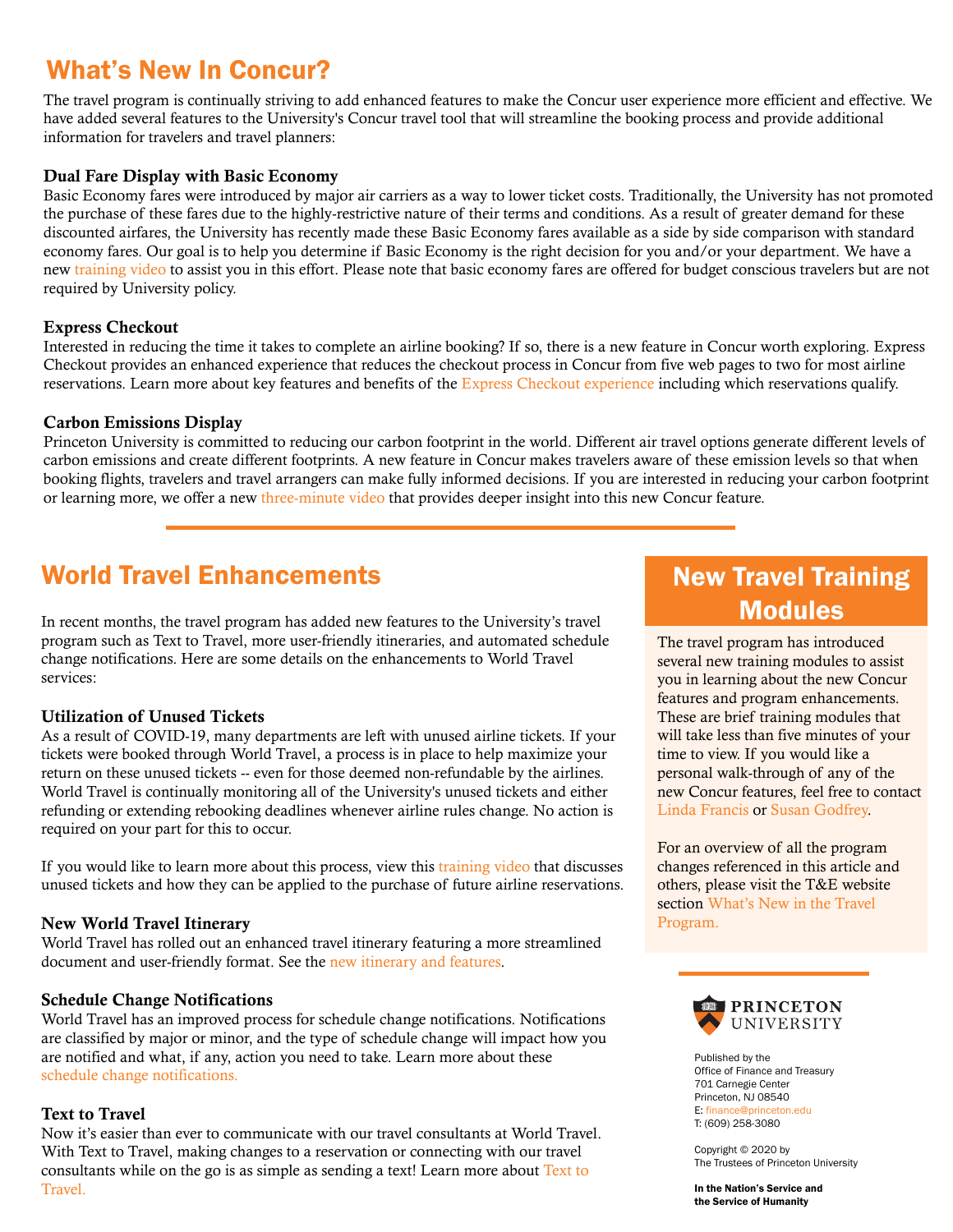## What's New In Concur?

The travel program is continually striving to add enhanced features to make the Concur user experience more efficient and effective. We have added several features to the University's Concur travel tool that will streamline the booking process and provide additional information for travelers and travel planners:

### Dual Fare Display with Basic Economy

Basic Economy fares were introduced by major air carriers as a way to lower ticket costs. Traditionally, the University has not promoted the purchase of these fares due to the highly-restrictive nature of their terms and conditions. As a result of greater demand for these discounted airfares, the University has recently made these Basic Economy fares available as a side by side comparison with standard economy fares. Our goal is to help you determine if Basic Economy is the right decision for you and/or your department. We have a new training video to assist you in this effort. Please note that basic economy fares are offered for budget conscious travelers but are not required by University policy.

### Express Checkout

Interested in reducing the time it takes to complete an airline booking? If so, there is a new feature in Concur worth exploring. Express Checkout provides an enhanced experience that reduces the checkout process in Concur from five web pages to two for most airline reservations. Learn more about key features and benefits of the Express Checkout experience including which reservations qualify.

### Carbon Emissions Display

Princeton University is committed to reducing our carbon footprint in the world. Different air travel options generate different levels of carbon emissions and create different footprints. A new feature in Concur makes travelers aware of these emission levels so that when booking flights, travelers and travel arrangers can make fully informed decisions. If you are interested in reducing your carbon footprint or learning more, we offer a new three-minute video that provides deeper insight into this new Concur feature.

## World Travel Enhancements

In recent months, the travel program has added new features to the University's travel program such as Text to Travel, more user-friendly itineraries, and automated schedule change notifications. Here are some details on the enhancements to World Travel services:

### Utilization of Unused Tickets

As a result of COVID-19, many departments are left with unused airline tickets. If your tickets were booked through World Travel, a process is in place to help maximize your return on these unused tickets -- even for those deemed non-refundable by the airlines. World Travel is continually monitoring all of the University's unused tickets and either refunding or extending rebooking deadlines whenever airline rules change. No action is required on your part for this to occur.

If you would like to learn more about this process, view this training video that discusses unused tickets and how they can be applied to the purchase of future airline reservations.

### New World Travel Itinerary

World Travel has rolled out an enhanced travel itinerary featuring a more streamlined document and user-friendly format. See the new itinerary and features.

### Schedule Change Notifications

World Travel has an improved process for schedule change notifications. Notifications are classified by major or minor, and the type of schedule change will impact how you are notified and what, if any, action you need to take. Learn more about these schedule change notifications.

### Text to Travel

Now it's easier than ever to communicate with our travel consultants at World Travel. With Text to Travel, making changes to a reservation or connecting with our travel consultants while on the go is as simple as sending a text! Learn more about Text to Travel.

## New Travel Training Modules

The travel program has introduced several new training modules to assist you in learning about the new Concur features and program enhancements. These are brief training modules that will take less than five minutes of your time to view. If you would like a personal walk-through of any of the new Concur features, feel free to contact Linda Francis or Susan Godfrey.

For an overview of all the program changes referenced in this article and others, please visit the T&E website section What's New in the Travel Program.

PRINCETON UNIVERSITY

Published by the
Office of Finance and Treasury
701 Carnegie Center
Princeton, NJ 08540
E: finance@princeton.edu
T: (609) 258-3080

Copyright © 2020 by
The Trustees of Princeton University

**In the Nation's Service and the Service of Humanity**